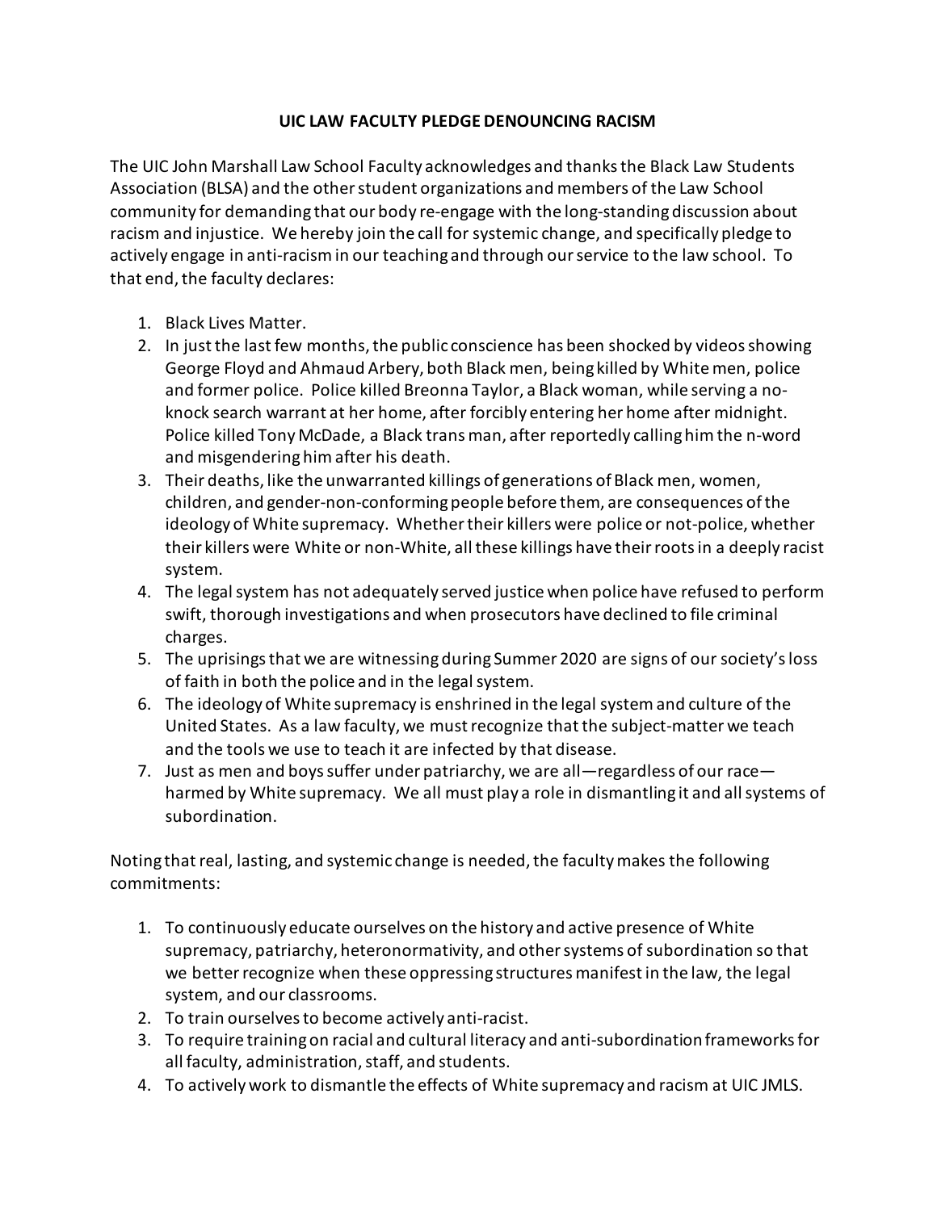# UIC LAW FACULTY PLEDGE DENOUNCING RACISM

The UIC John Marshall Law School Faculty acknowledges and thanks the Black Law Students Association (BLSA) and the other student organizations and members of the Law School community for demanding that our body re-engage with the long-standing discussion about racism and injustice. We hereby join the call for systemic change, and specifically pledge to actively engage in anti-racism in our teaching and through our service to the law school. To that end, the faculty declares:

1. Black Lives Matter.
2. In just the last few months, the public conscience has been shocked by videos showing George Floyd and Ahmaud Arbery, both Black men, being killed by White men, police and former police. Police killed Breonna Taylor, a Black woman, while serving a no-knock search warrant at her home, after forcibly entering her home after midnight. Police killed Tony McDade, a Black trans man, after reportedly calling him the n-word and misgendering him after his death.
3. Their deaths, like the unwarranted killings of generations of Black men, women, children, and gender-non-conforming people before them, are consequences of the ideology of White supremacy. Whether their killers were police or not-police, whether their killers were White or non-White, all these killings have their roots in a deeply racist system.
4. The legal system has not adequately served justice when police have refused to perform swift, thorough investigations and when prosecutors have declined to file criminal charges.
5. The uprisings that we are witnessing during Summer 2020 are signs of our society's loss of faith in both the police and in the legal system.
6. The ideology of White supremacy is enshrined in the legal system and culture of the United States. As a law faculty, we must recognize that the subject-matter we teach and the tools we use to teach it are infected by that disease.
7. Just as men and boys suffer under patriarchy, we are all—regardless of our race—harmed by White supremacy. We all must play a role in dismantling it and all systems of subordination.

Noting that real, lasting, and systemic change is needed, the faculty makes the following commitments:

1. To continuously educate ourselves on the history and active presence of White supremacy, patriarchy, heteronormativity, and other systems of subordination so that we better recognize when these oppressing structures manifest in the law, the legal system, and our classrooms.
2. To train ourselves to become actively anti-racist.
3. To require training on racial and cultural literacy and anti-subordination frameworks for all faculty, administration, staff, and students.
4. To actively work to dismantle the effects of White supremacy and racism at UIC JMLS.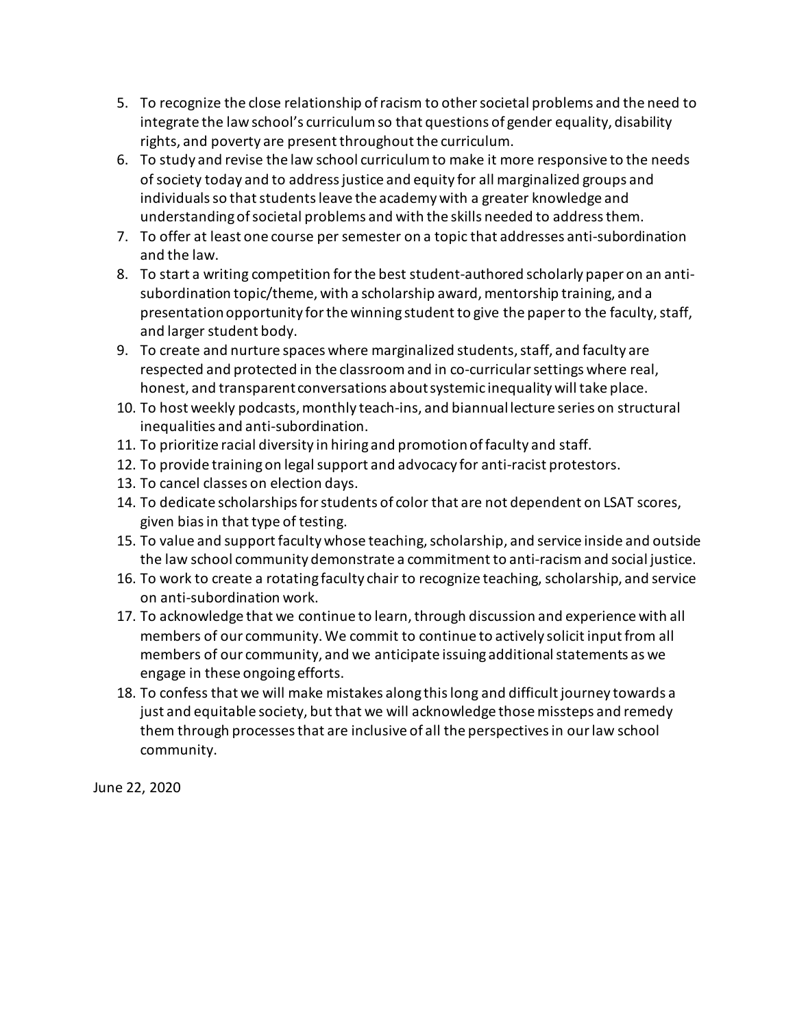5. To recognize the close relationship of racism to other societal problems and the need to integrate the law school's curriculum so that questions of gender equality, disability rights, and poverty are present throughout the curriculum.
6. To study and revise the law school curriculum to make it more responsive to the needs of society today and to address justice and equity for all marginalized groups and individuals so that students leave the academy with a greater knowledge and understanding of societal problems and with the skills needed to address them.
7. To offer at least one course per semester on a topic that addresses anti-subordination and the law.
8. To start a writing competition for the best student-authored scholarly paper on an anti-subordination topic/theme, with a scholarship award, mentorship training, and a presentation opportunity for the winning student to give the paper to the faculty, staff, and larger student body.
9. To create and nurture spaces where marginalized students, staff, and faculty are respected and protected in the classroom and in co-curricular settings where real, honest, and transparent conversations about systemic inequality will take place.
10. To host weekly podcasts, monthly teach-ins, and biannual lecture series on structural inequalities and anti-subordination.
11. To prioritize racial diversity in hiring and promotion of faculty and staff.
12. To provide training on legal support and advocacy for anti-racist protestors.
13. To cancel classes on election days.
14. To dedicate scholarships for students of color that are not dependent on LSAT scores, given bias in that type of testing.
15. To value and support faculty whose teaching, scholarship, and service inside and outside the law school community demonstrate a commitment to anti-racism and social justice.
16. To work to create a rotating faculty chair to recognize teaching, scholarship, and service on anti-subordination work.
17. To acknowledge that we continue to learn, through discussion and experience with all members of our community. We commit to continue to actively solicit input from all members of our community, and we anticipate issuing additional statements as we engage in these ongoing efforts.
18. To confess that we will make mistakes along this long and difficult journey towards a just and equitable society, but that we will acknowledge those missteps and remedy them through processes that are inclusive of all the perspectives in our law school community.

June 22, 2020